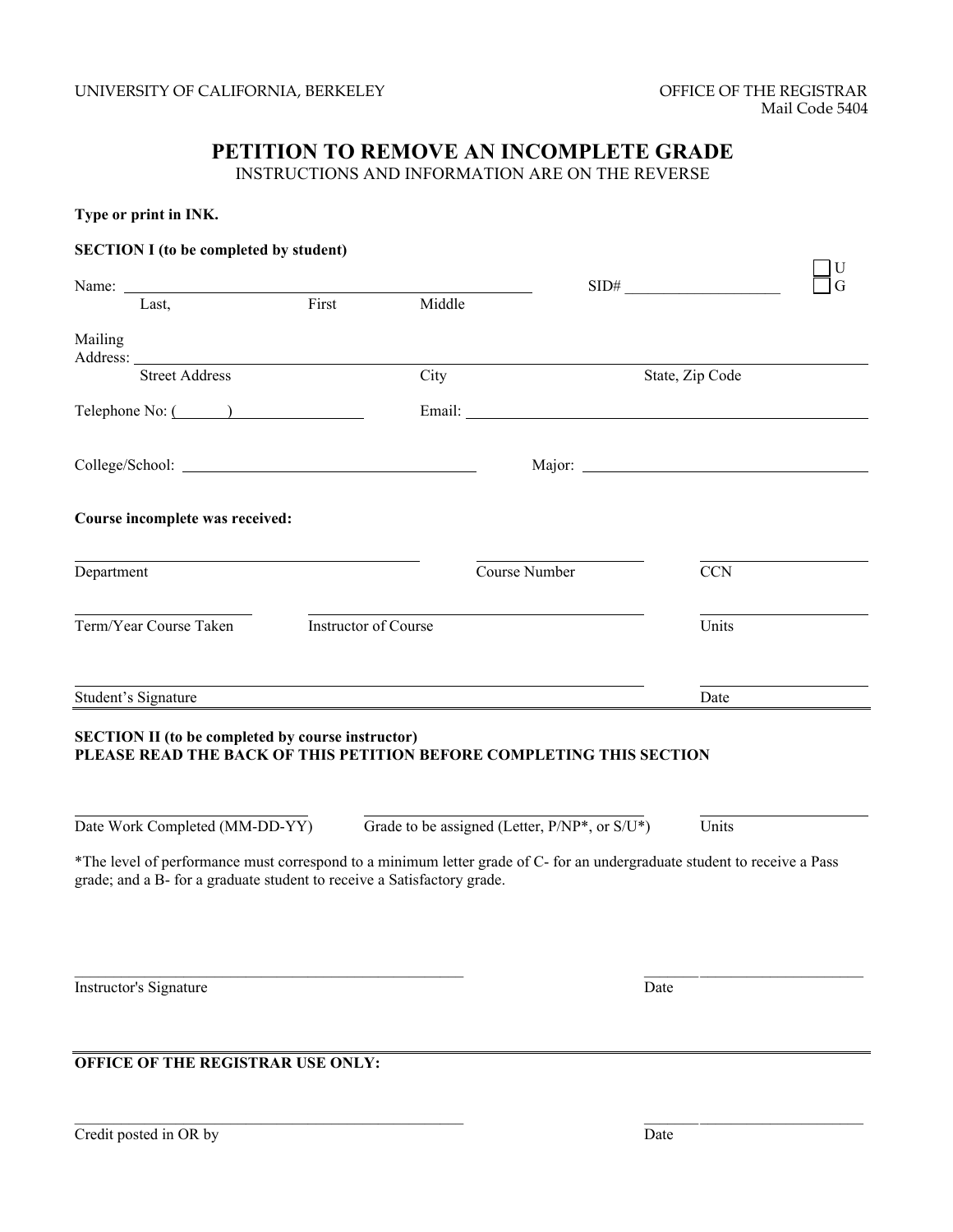UNIVERSITY OF CALIFORNIA, BERKELEY

OFFICE OF THE REGISTRAR
Mail Code 5404

# PETITION TO REMOVE AN INCOMPLETE GRADE

INSTRUCTIONS AND INFORMATION ARE ON THE REVERSE

**Type or print in INK.**

**SECTION I (to be completed by student)**

Name: ______________________________________________ SID# ____________________ ☐ U ☐ G
Last, First Middle

Mailing Address: ______________________________________________________________________
Street Address City State, Zip Code

Telephone No: (______) ______________ Email: ______________________________________

College/School: ______________________________ Major: ______________________________

**Course incomplete was received:**

| Department | Course Number | CCN |
|---|---|---|
| | | |

| Term/Year Course Taken | Instructor of Course | Units |
|---|---|---|
| | | |

| Student's Signature | Date |
|---|---|
| | |

**SECTION II (to be completed by course instructor)**
**PLEASE READ THE BACK OF THIS PETITION BEFORE COMPLETING THIS SECTION**

| Date Work Completed (MM-DD-YY) | Grade to be assigned (Letter, P/NP*, or S/U*) | Units |
|---|---|---|
| | | |

*The level of performance must correspond to a minimum letter grade of C- for an undergraduate student to receive a Pass grade; and a B- for a graduate student to receive a Satisfactory grade.

| Instructor's Signature | Date |
|---|---|
| | |

**OFFICE OF THE REGISTRAR USE ONLY:**

| Credit posted in OR by | Date |
|---|---|
| | |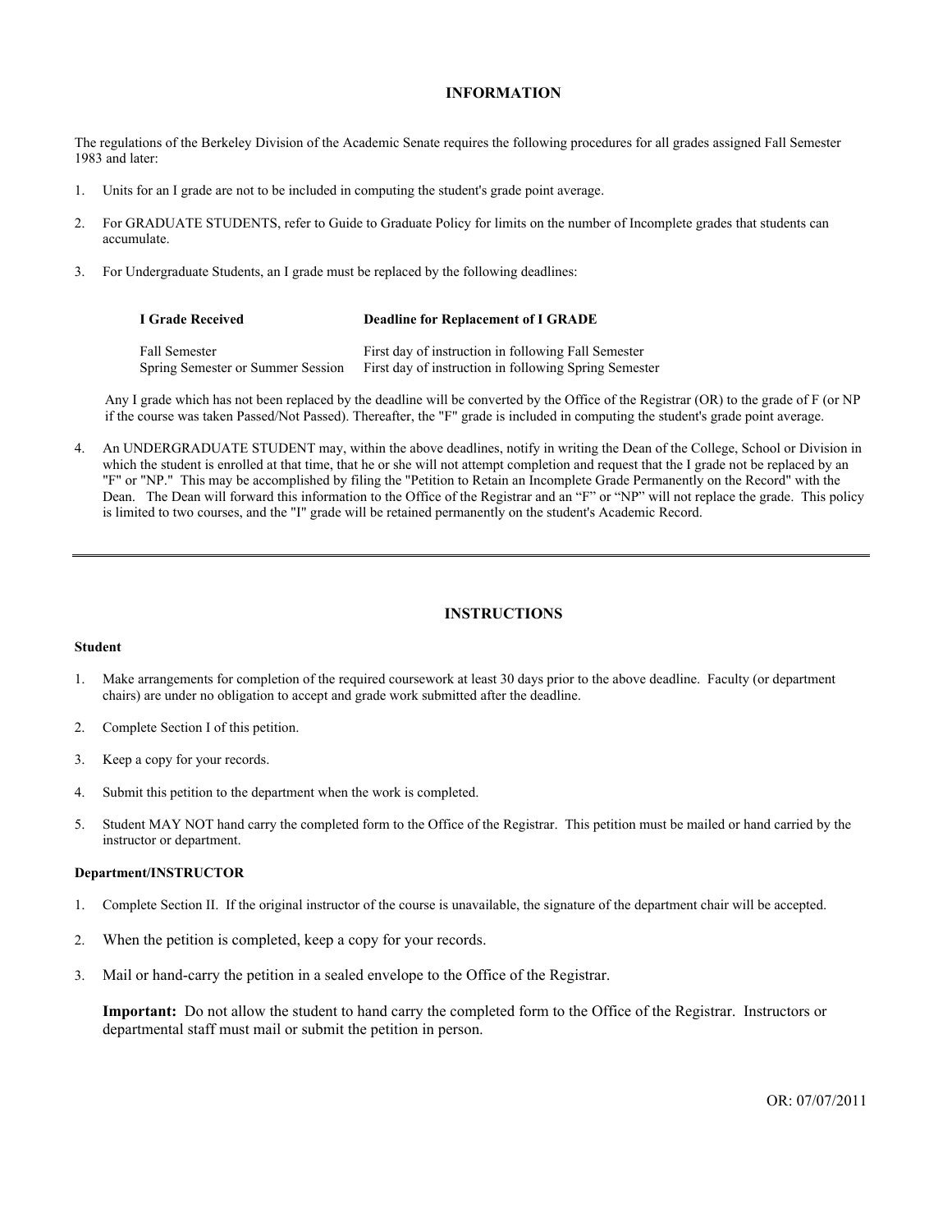## INFORMATION

The regulations of the Berkeley Division of the Academic Senate requires the following procedures for all grades assigned Fall Semester 1983 and later:

1. Units for an I grade are not to be included in computing the student's grade point average.
2. For GRADUATE STUDENTS, refer to Guide to Graduate Policy for limits on the number of Incomplete grades that students can accumulate.
3. For Undergraduate Students, an I grade must be replaced by the following deadlines:

| I Grade Received | Deadline for Replacement of I GRADE |
| --- | --- |
| Fall Semester | First day of instruction in following Fall Semester |
| Spring Semester or Summer Session | First day of instruction in following Spring Semester |

   Any I grade which has not been replaced by the deadline will be converted by the Office of the Registrar (OR) to the grade of F (or NP if the course was taken Passed/Not Passed). Thereafter, the "F" grade is included in computing the student's grade point average.

4. An UNDERGRADUATE STUDENT may, within the above deadlines, notify in writing the Dean of the College, School or Division in which the student is enrolled at that time, that he or she will not attempt completion and request that the I grade not be replaced by an "F" or "NP." This may be accomplished by filing the "Petition to Retain an Incomplete Grade Permanently on the Record" with the Dean. The Dean will forward this information to the Office of the Registrar and an "F" or "NP" will not replace the grade. This policy is limited to two courses, and the "I" grade will be retained permanently on the student's Academic Record.

---

## INSTRUCTIONS

### Student

1. Make arrangements for completion of the required coursework at least 30 days prior to the above deadline. Faculty (or department chairs) are under no obligation to accept and grade work submitted after the deadline.
2. Complete Section I of this petition.
3. Keep a copy for your records.
4. Submit this petition to the department when the work is completed.
5. Student MAY NOT hand carry the completed form to the Office of the Registrar. This petition must be mailed or hand carried by the instructor or department.

### Department/INSTRUCTOR

1. Complete Section II. If the original instructor of the course is unavailable, the signature of the department chair will be accepted.
2. When the petition is completed, keep a copy for your records.
3. Mail or hand-carry the petition in a sealed envelope to the Office of the Registrar.

   **Important:** Do not allow the student to hand carry the completed form to the Office of the Registrar. Instructors or departmental staff must mail or submit the petition in person.

OR: 07/07/2011